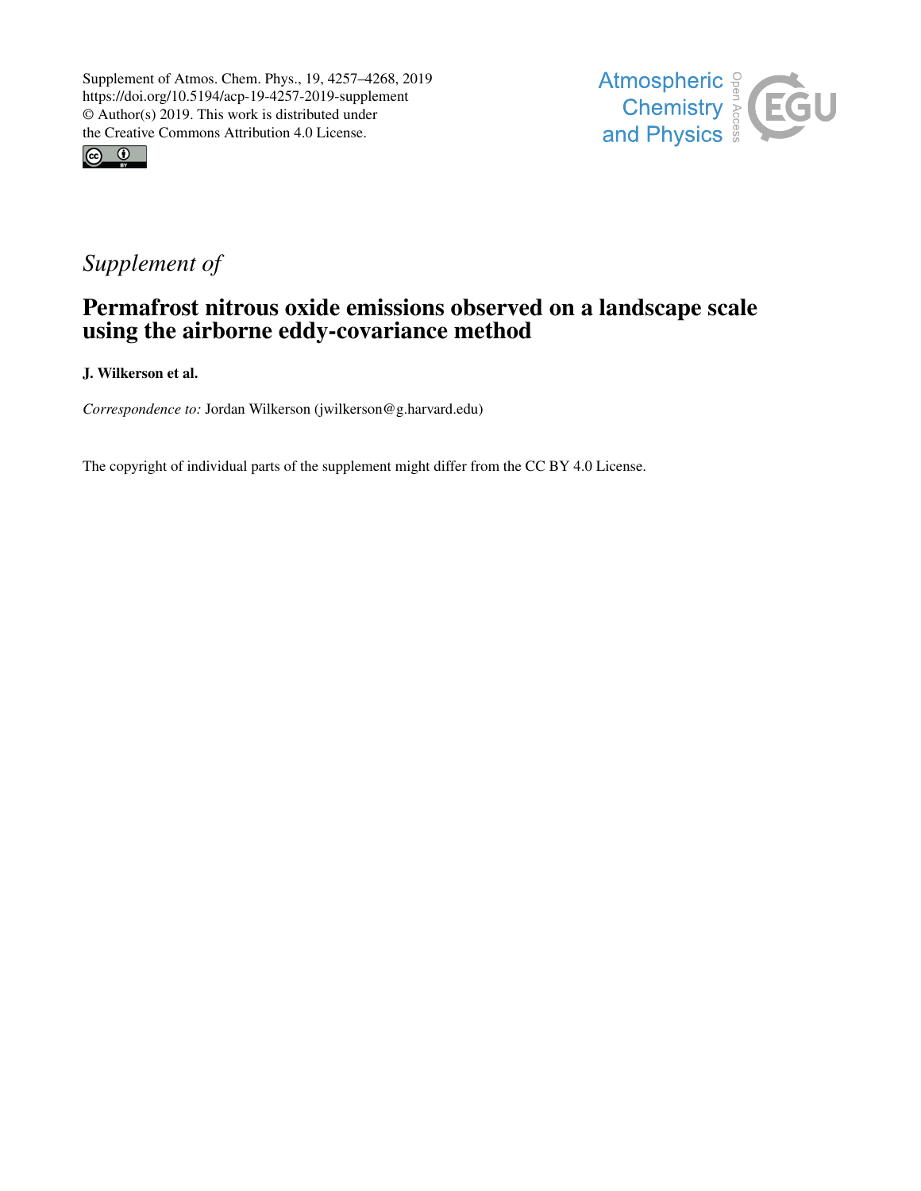Supplement of Atmos. Chem. Phys., 19, 4257–4268, 2019
https://doi.org/10.5194/acp-19-4257-2019-supplement
© Author(s) 2019. This work is distributed under
the Creative Commons Attribution 4.0 License.

*Supplement of*

# Permafrost nitrous oxide emissions observed on a landscape scale using the airborne eddy-covariance method

**J. Wilkerson et al.**

*Correspondence to:* Jordan Wilkerson (jwilkerson@g.harvard.edu)

The copyright of individual parts of the supplement might differ from the CC BY 4.0 License.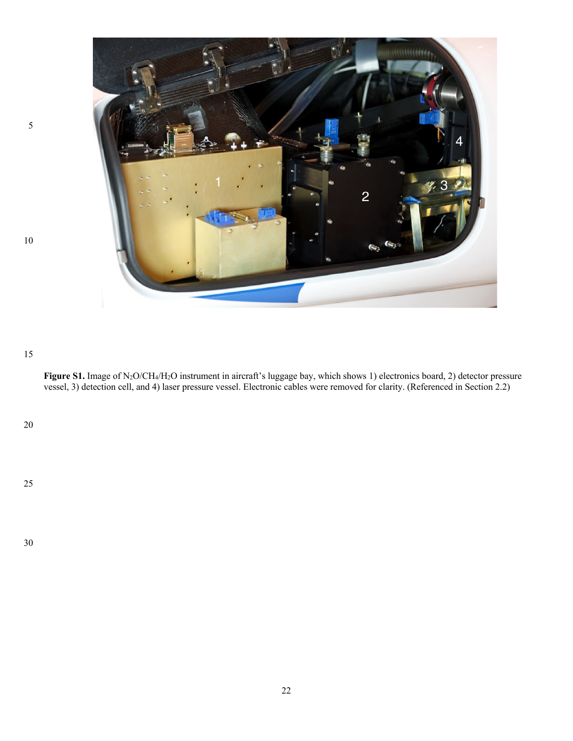**Figure S1.** Image of $N_2O$/$CH_4$/$H_2O$ instrument in aircraft's luggage bay, which shows 1) electronics board, 2) detector pressure vessel, 3) detection cell, and 4) laser pressure vessel. Electronic cables were removed for clarity. (Referenced in Section 2.2)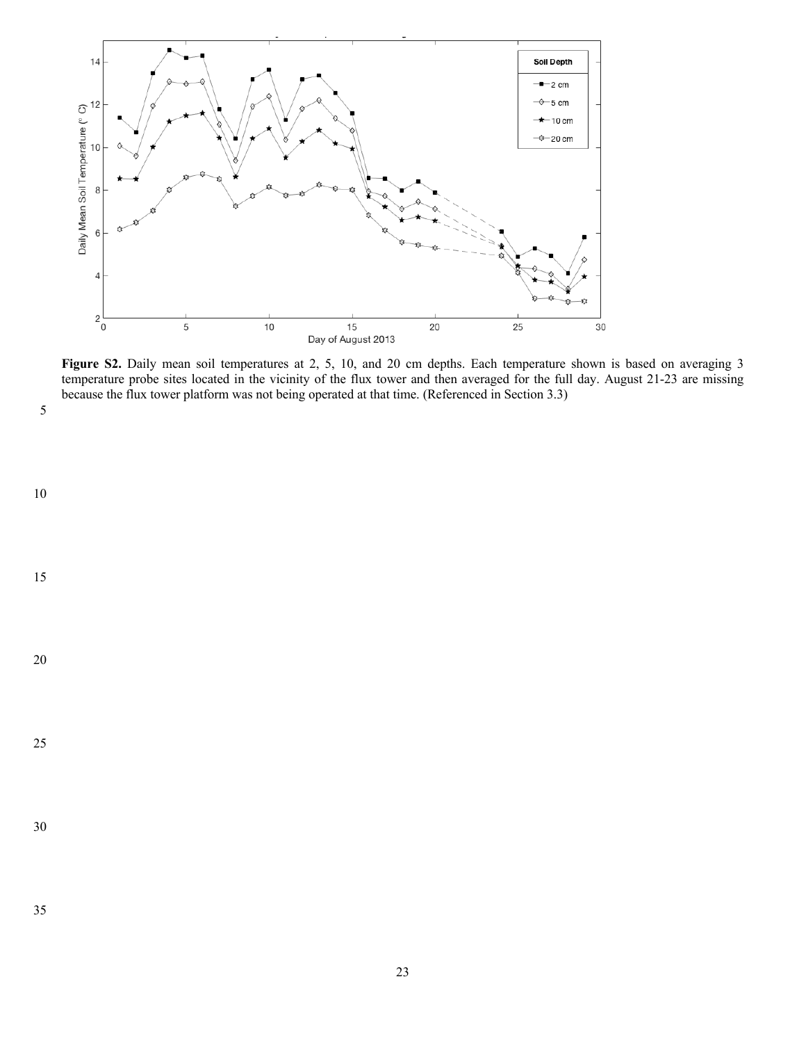**Figure S2.** Daily mean soil temperatures at 2, 5, 10, and 20 cm depths. Each temperature shown is based on averaging 3 temperature probe sites located in the vicinity of the flux tower and then averaged for the full day. August 21-23 are missing because the flux tower platform was not being operated at that time. (Referenced in Section 3.3)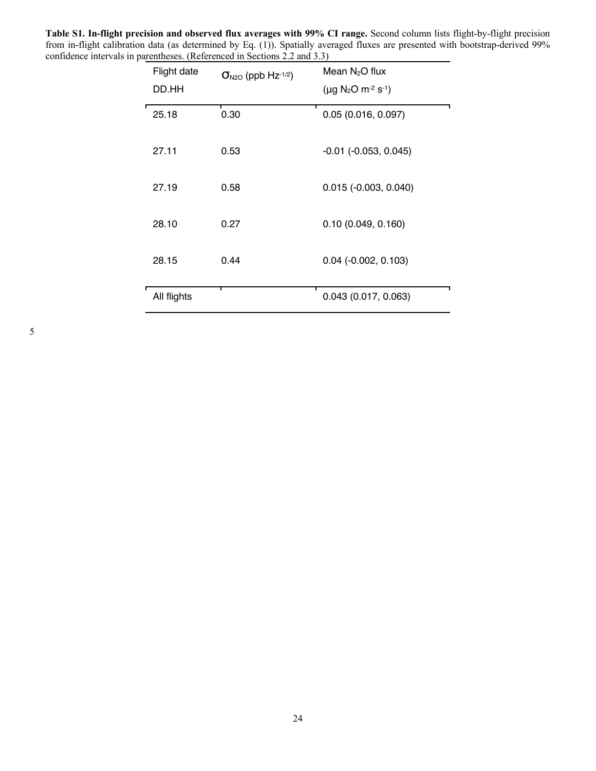**Table S1. In-flight precision and observed flux averages with 99% CI range.** Second column lists flight-by-flight precision from in-flight calibration data (as determined by Eq. (1)). Spatially averaged fluxes are presented with bootstrap-derived 99% confidence intervals in parentheses. (Referenced in Sections 2.2 and 3.3)

| Flight date DD.HH | $\sigma_{N2O}$ (ppb $Hz^{-1/2}$) | Mean $N_2O$ flux ($\mu g$ $N_2O$ $m^{-2}$ $s^{-1}$) |
|---|---|---|
| 25.18 | 0.30 | 0.05 (0.016, 0.097) |
| 27.11 | 0.53 | -0.01 (-0.053, 0.045) |
| 27.19 | 0.58 | 0.015 (-0.003, 0.040) |
| 28.10 | 0.27 | 0.10 (0.049, 0.160) |
| 28.15 | 0.44 | 0.04 (-0.002, 0.103) |
| All flights | | 0.043 (0.017, 0.063) |